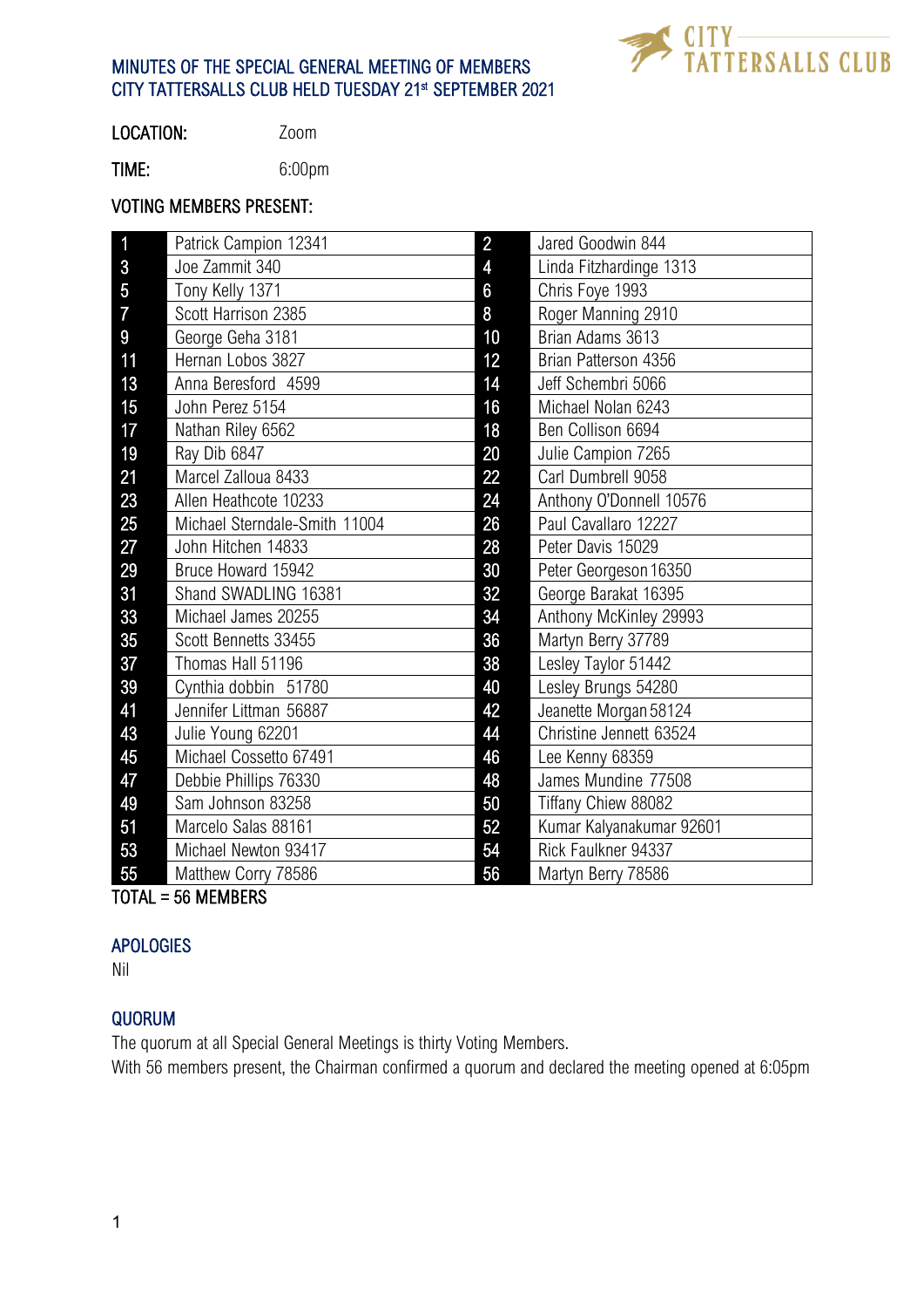# MINUTES OF THE SPECIAL GENERAL MEETING OF MEMBERS CITY TATTERSALLS CLUB HELD TUESDAY 21st SEPTEMBER 2021

**LOCATION:** Zoom

**TIME:** 6:00pm

**VOTING MEMBERS PRESENT:**

| | | | |
|---|---|---|---|
| 1 | Patrick Campion 12341 | 2 | Jared Goodwin 844 |
| 3 | Joe Zammit 340 | 4 | Linda Fitzhardinge 1313 |
| 5 | Tony Kelly 1371 | 6 | Chris Foye 1993 |
| 7 | Scott Harrison 2385 | 8 | Roger Manning 2910 |
| 9 | George Geha 3181 | 10 | Brian Adams 3613 |
| 11 | Hernan Lobos 3827 | 12 | Brian Patterson 4356 |
| 13 | Anna Beresford 4599 | 14 | Jeff Schembri 5066 |
| 15 | John Perez 5154 | 16 | Michael Nolan 6243 |
| 17 | Nathan Riley 6562 | 18 | Ben Collison 6694 |
| 19 | Ray Dib 6847 | 20 | Julie Campion 7265 |
| 21 | Marcel Zalloua 8433 | 22 | Carl Dumbrell 9058 |
| 23 | Allen Heathcote 10233 | 24 | Anthony O'Donnell 10576 |
| 25 | Michael Sterndale-Smith 11004 | 26 | Paul Cavallaro 12227 |
| 27 | John Hitchen 14833 | 28 | Peter Davis 15029 |
| 29 | Bruce Howard 15942 | 30 | Peter Georgeson 16350 |
| 31 | Shand SWADLING 16381 | 32 | George Barakat 16395 |
| 33 | Michael James 20255 | 34 | Anthony McKinley 29993 |
| 35 | Scott Bennetts 33455 | 36 | Martyn Berry 37789 |
| 37 | Thomas Hall 51196 | 38 | Lesley Taylor 51442 |
| 39 | Cynthia dobbin 51780 | 40 | Lesley Brungs 54280 |
| 41 | Jennifer Littman 56887 | 42 | Jeanette Morgan 58124 |
| 43 | Julie Young 62201 | 44 | Christine Jennett 63524 |
| 45 | Michael Cossetto 67491 | 46 | Lee Kenny 68359 |
| 47 | Debbie Phillips 76330 | 48 | James Mundine 77508 |
| 49 | Sam Johnson 83258 | 50 | Tiffany Chiew 88082 |
| 51 | Marcelo Salas 88161 | 52 | Kumar Kalyanakumar 92601 |
| 53 | Michael Newton 93417 | 54 | Rick Faulkner 94337 |
| 55 | Matthew Corry 78586 | 56 | Martyn Berry 78586 |

TOTAL = 56 MEMBERS

## APOLOGIES

Nil

## QUORUM

The quorum at all Special General Meetings is thirty Voting Members.

With 56 members present, the Chairman confirmed a quorum and declared the meeting opened at 6:05pm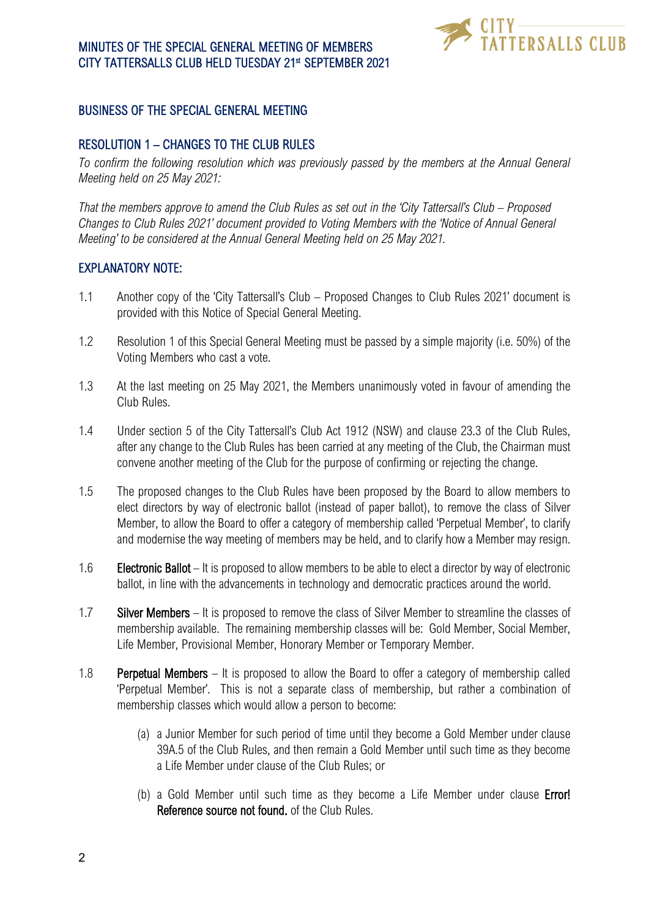## BUSINESS OF THE SPECIAL GENERAL MEETING

## RESOLUTION 1 – CHANGES TO THE CLUB RULES

*To confirm the following resolution which was previously passed by the members at the Annual General Meeting held on 25 May 2021:*

*That the members approve to amend the Club Rules as set out in the 'City Tattersall's Club – Proposed Changes to Club Rules 2021' document provided to Voting Members with the 'Notice of Annual General Meeting' to be considered at the Annual General Meeting held on 25 May 2021.*

## EXPLANATORY NOTE:

1.1 Another copy of the 'City Tattersall's Club – Proposed Changes to Club Rules 2021' document is provided with this Notice of Special General Meeting.

1.2 Resolution 1 of this Special General Meeting must be passed by a simple majority (i.e. 50%) of the Voting Members who cast a vote.

1.3 At the last meeting on 25 May 2021, the Members unanimously voted in favour of amending the Club Rules.

1.4 Under section 5 of the City Tattersall's Club Act 1912 (NSW) and clause 23.3 of the Club Rules, after any change to the Club Rules has been carried at any meeting of the Club, the Chairman must convene another meeting of the Club for the purpose of confirming or rejecting the change.

1.5 The proposed changes to the Club Rules have been proposed by the Board to allow members to elect directors by way of electronic ballot (instead of paper ballot), to remove the class of Silver Member, to allow the Board to offer a category of membership called 'Perpetual Member', to clarify and modernise the way meeting of members may be held, and to clarify how a Member may resign.

1.6 **Electronic Ballot** – It is proposed to allow members to be able to elect a director by way of electronic ballot, in line with the advancements in technology and democratic practices around the world.

1.7 **Silver Members** – It is proposed to remove the class of Silver Member to streamline the classes of membership available. The remaining membership classes will be: Gold Member, Social Member, Life Member, Provisional Member, Honorary Member or Temporary Member.

1.8 **Perpetual Members** – It is proposed to allow the Board to offer a category of membership called 'Perpetual Member'. This is not a separate class of membership, but rather a combination of membership classes which would allow a person to become:

(a) a Junior Member for such period of time until they become a Gold Member under clause 39A.5 of the Club Rules, and then remain a Gold Member until such time as they become a Life Member under clause of the Club Rules; or

(b) a Gold Member until such time as they become a Life Member under clause **Error! Reference source not found.** of the Club Rules.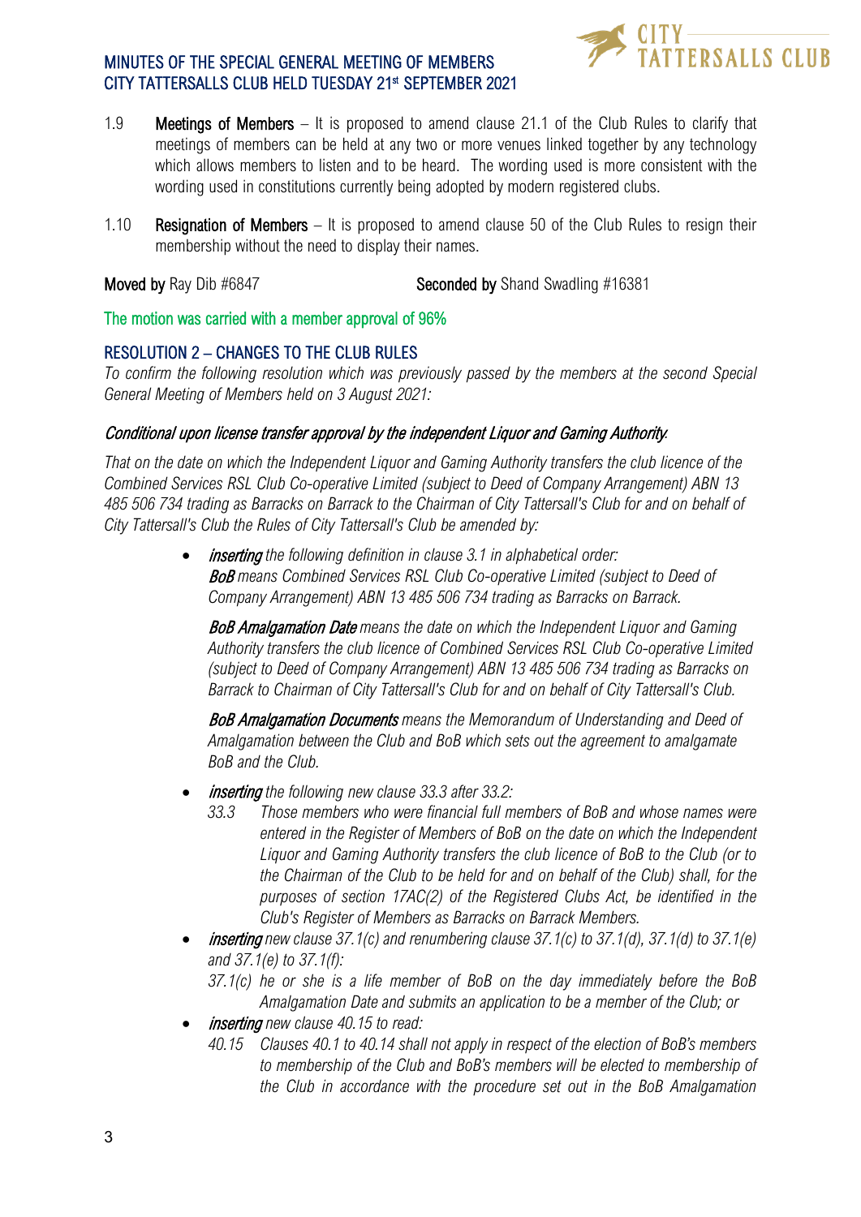1.9 **Meetings of Members** – It is proposed to amend clause 21.1 of the Club Rules to clarify that meetings of members can be held at any two or more venues linked together by any technology which allows members to listen and to be heard. The wording used is more consistent with the wording used in constitutions currently being adopted by modern registered clubs.

1.10 **Resignation of Members** – It is proposed to amend clause 50 of the Club Rules to resign their membership without the need to display their names.

**Moved by** Ray Dib #6847 **Seconded by** Shand Swadling #16381

The motion was carried with a member approval of 96%

## RESOLUTION 2 – CHANGES TO THE CLUB RULES

*To confirm the following resolution which was previously passed by the members at the second Special General Meeting of Members held on 3 August 2021:*

***Conditional upon license transfer approval by the independent Liquor and Gaming Authority.***

*That on the date on which the Independent Liquor and Gaming Authority transfers the club licence of the Combined Services RSL Club Co-operative Limited (subject to Deed of Company Arrangement) ABN 13 485 506 734 trading as Barracks on Barrack to the Chairman of City Tattersall's Club for and on behalf of City Tattersall's Club the Rules of City Tattersall's Club be amended by:*

- ***inserting** the following definition in clause 3.1 in alphabetical order:*
  ***BoB** means Combined Services RSL Club Co-operative Limited (subject to Deed of Company Arrangement) ABN 13 485 506 734 trading as Barracks on Barrack.*

  ***BoB Amalgamation Date** means the date on which the Independent Liquor and Gaming Authority transfers the club licence of Combined Services RSL Club Co-operative Limited (subject to Deed of Company Arrangement) ABN 13 485 506 734 trading as Barracks on Barrack to Chairman of City Tattersall's Club for and on behalf of City Tattersall's Club.*

  ***BoB Amalgamation Documents** means the Memorandum of Understanding and Deed of Amalgamation between the Club and BoB which sets out the agreement to amalgamate BoB and the Club.*

- ***inserting** the following new clause 33.3 after 33.2:*
  *33.3 Those members who were financial full members of BoB and whose names were entered in the Register of Members of BoB on the date on which the Independent Liquor and Gaming Authority transfers the club licence of BoB to the Club (or to the Chairman of the Club to be held for and on behalf of the Club) shall, for the purposes of section 17AC(2) of the Registered Clubs Act, be identified in the Club's Register of Members as Barracks on Barrack Members.*
- ***inserting** new clause 37.1(c) and renumbering clause 37.1(c) to 37.1(d), 37.1(d) to 37.1(e) and 37.1(e) to 37.1(f):*
  *37.1(c) he or she is a life member of BoB on the day immediately before the BoB Amalgamation Date and submits an application to be a member of the Club; or*
- ***inserting** new clause 40.15 to read:*
  *40.15 Clauses 40.1 to 40.14 shall not apply in respect of the election of BoB's members to membership of the Club and BoB's members will be elected to membership of the Club in accordance with the procedure set out in the BoB Amalgamation*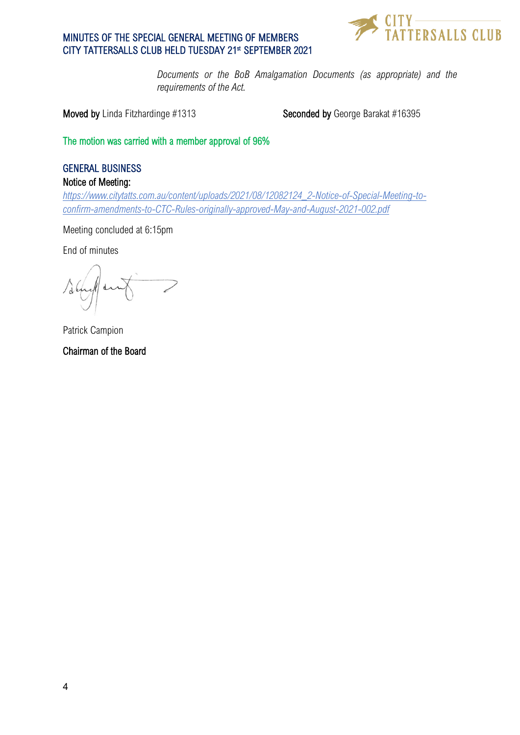*Documents or the BoB Amalgamation Documents (as appropriate) and the requirements of the Act.*

**Moved by** Linda Fitzhardinge #1313 **Seconded by** George Barakat #16395

The motion was carried with a member approval of 96%

## GENERAL BUSINESS

**Notice of Meeting:**

*https://www.citytatts.com.au/content/uploads/2021/08/12082124_2-Notice-of-Special-Meeting-to-confirm-amendments-to-CTC-Rules-originally-approved-May-and-August-2021-002.pdf*

Meeting concluded at 6:15pm

End of minutes

Patrick Campion

**Chairman of the Board**